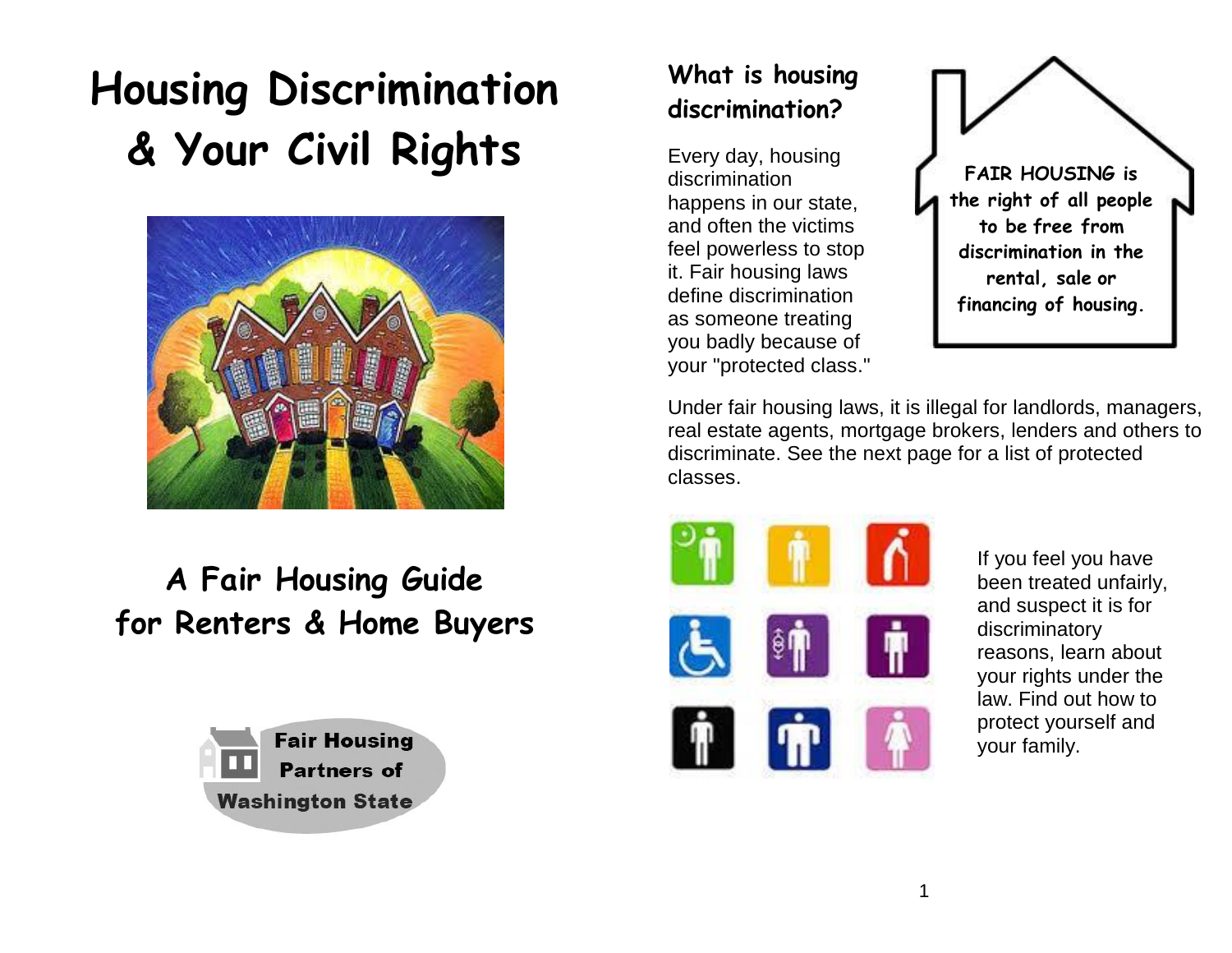# Housing Discrimination & Your Civil Rights

## A Fair Housing Guide for Renters & Home Buyers

Fair Housing Partners of Washington State

### What is housing discrimination?

Every day, housing discrimination happens in our state, and often the victims feel powerless to stop it. Fair housing laws define discrimination as someone treating you badly because of your "protected class."

**FAIR HOUSING is the right of all people to be free from discrimination in the rental, sale or financing of housing.**

Under fair housing laws, it is illegal for landlords, managers, real estate agents, mortgage brokers, lenders and others to discriminate. See the next page for a list of protected classes.

If you feel you have been treated unfairly, and suspect it is for discriminatory reasons, learn about your rights under the law. Find out how to protect yourself and your family.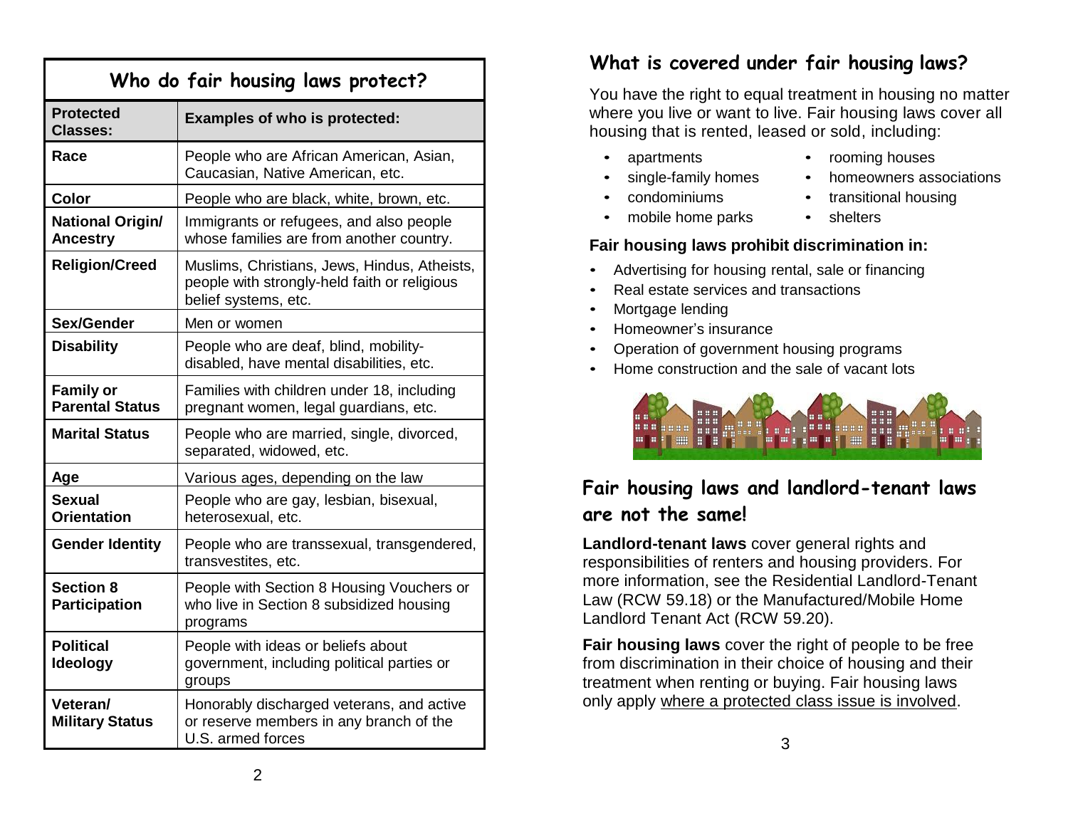## Who do fair housing laws protect?

| Protected Classes: | Examples of who is protected: |
|---|---|
| **Race** | People who are African American, Asian, Caucasian, Native American, etc. |
| **Color** | People who are black, white, brown, etc. |
| **National Origin/ Ancestry** | Immigrants or refugees, and also people whose families are from another country. |
| **Religion/Creed** | Muslims, Christians, Jews, Hindus, Atheists, people with strongly-held faith or religious belief systems, etc. |
| **Sex/Gender** | Men or women |
| **Disability** | People who are deaf, blind, mobility-disabled, have mental disabilities, etc. |
| **Family or Parental Status** | Families with children under 18, including pregnant women, legal guardians, etc. |
| **Marital Status** | People who are married, single, divorced, separated, widowed, etc. |
| **Age** | Various ages, depending on the law |
| **Sexual Orientation** | People who are gay, lesbian, bisexual, heterosexual, etc. |
| **Gender Identity** | People who are transsexual, transgendered, transvestites, etc. |
| **Section 8 Participation** | People with Section 8 Housing Vouchers or who live in Section 8 subsidized housing programs |
| **Political Ideology** | People with ideas or beliefs about government, including political parties or groups |
| **Veteran/ Military Status** | Honorably discharged veterans, and active or reserve members in any branch of the U.S. armed forces |

## What is covered under fair housing laws?

You have the right to equal treatment in housing no matter where you live or want to live. Fair housing laws cover all housing that is rented, leased or sold, including:

- apartments
- single-family homes
- condominiums
- mobile home parks
- rooming houses
- homeowners associations
- transitional housing
- shelters

**Fair housing laws prohibit discrimination in:**

- Advertising for housing rental, sale or financing
- Real estate services and transactions
- Mortgage lending
- Homeowner's insurance
- Operation of government housing programs
- Home construction and the sale of vacant lots

## Fair housing laws and landlord-tenant laws are not the same!

**Landlord-tenant laws** cover general rights and responsibilities of renters and housing providers. For more information, see the Residential Landlord-Tenant Law (RCW 59.18) or the Manufactured/Mobile Home Landlord Tenant Act (RCW 59.20).

**Fair housing laws** cover the right of people to be free from discrimination in their choice of housing and their treatment when renting or buying. Fair housing laws only apply <u>where a protected class issue is involved</u>.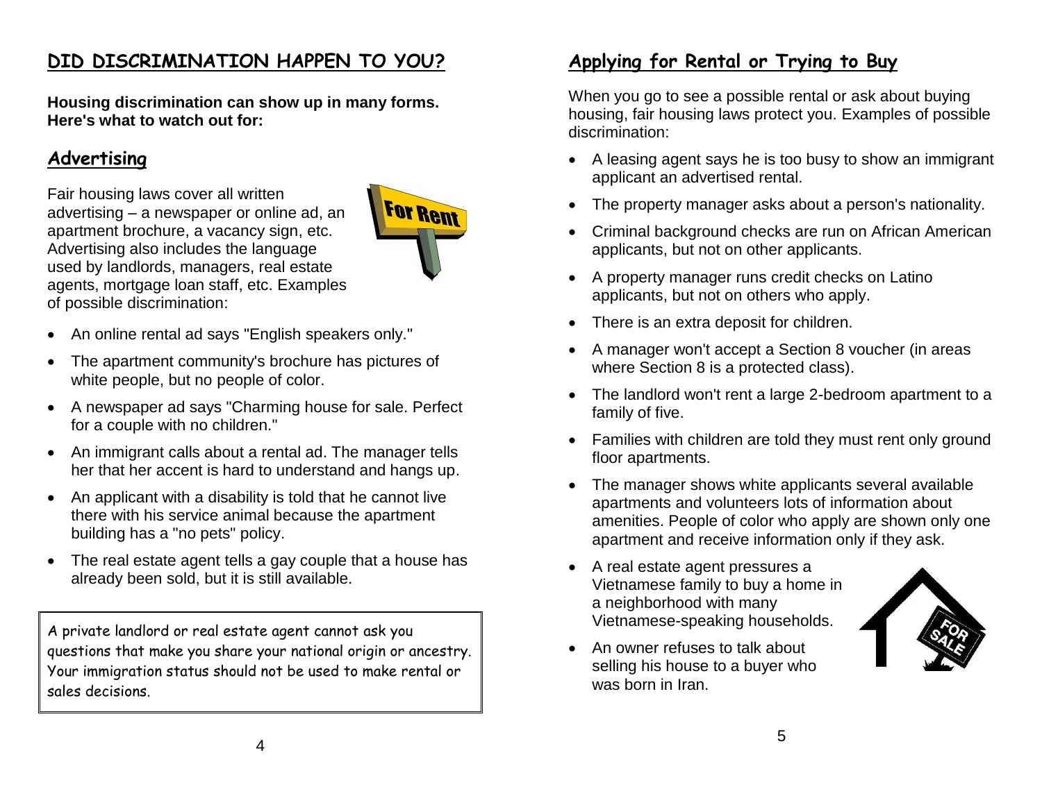## DID DISCRIMINATION HAPPEN TO YOU?

**Housing discrimination can show up in many forms. Here's what to watch out for:**

### Advertising

Fair housing laws cover all written advertising – a newspaper or online ad, an apartment brochure, a vacancy sign, etc. Advertising also includes the language used by landlords, managers, real estate agents, mortgage loan staff, etc. Examples of possible discrimination:

- An online rental ad says "English speakers only."
- The apartment community's brochure has pictures of white people, but no people of color.
- A newspaper ad says "Charming house for sale. Perfect for a couple with no children."
- An immigrant calls about a rental ad. The manager tells her that her accent is hard to understand and hangs up.
- An applicant with a disability is told that he cannot live there with his service animal because the apartment building has a "no pets" policy.
- The real estate agent tells a gay couple that a house has already been sold, but it is still available.

> A private landlord or real estate agent cannot ask you questions that make you share your national origin or ancestry. Your immigration status should not be used to make rental or sales decisions.

### Applying for Rental or Trying to Buy

When you go to see a possible rental or ask about buying housing, fair housing laws protect you. Examples of possible discrimination:

- A leasing agent says he is too busy to show an immigrant applicant an advertised rental.
- The property manager asks about a person's nationality.
- Criminal background checks are run on African American applicants, but not on other applicants.
- A property manager runs credit checks on Latino applicants, but not on others who apply.
- There is an extra deposit for children.
- A manager won't accept a Section 8 voucher (in areas where Section 8 is a protected class).
- The landlord won't rent a large 2-bedroom apartment to a family of five.
- Families with children are told they must rent only ground floor apartments.
- The manager shows white applicants several available apartments and volunteers lots of information about amenities. People of color who apply are shown only one apartment and receive information only if they ask.
- A real estate agent pressures a Vietnamese family to buy a home in a neighborhood with many Vietnamese-speaking households.
- An owner refuses to talk about selling his house to a buyer who was born in Iran.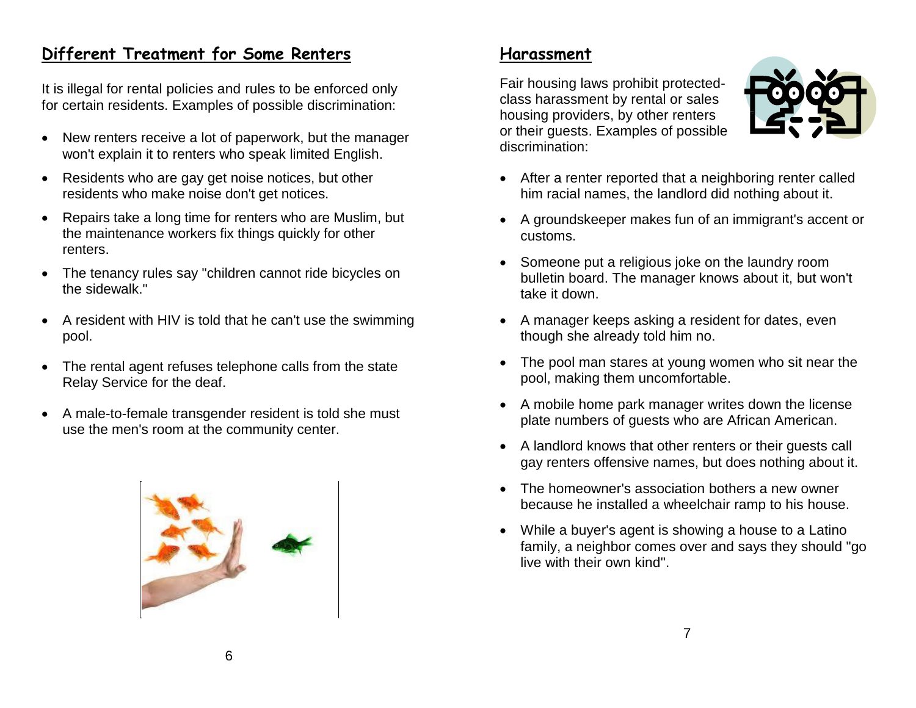## Different Treatment for Some Renters

It is illegal for rental policies and rules to be enforced only for certain residents. Examples of possible discrimination:

- New renters receive a lot of paperwork, but the manager won't explain it to renters who speak limited English.
- Residents who are gay get noise notices, but other residents who make noise don't get notices.
- Repairs take a long time for renters who are Muslim, but the maintenance workers fix things quickly for other renters.
- The tenancy rules say "children cannot ride bicycles on the sidewalk."
- A resident with HIV is told that he can't use the swimming pool.
- The rental agent refuses telephone calls from the state Relay Service for the deaf.
- A male-to-female transgender resident is told she must use the men's room at the community center.

## Harassment

Fair housing laws prohibit protected-class harassment by rental or sales housing providers, by other renters or their guests. Examples of possible discrimination:

- After a renter reported that a neighboring renter called him racial names, the landlord did nothing about it.
- A groundskeeper makes fun of an immigrant's accent or customs.
- Someone put a religious joke on the laundry room bulletin board. The manager knows about it, but won't take it down.
- A manager keeps asking a resident for dates, even though she already told him no.
- The pool man stares at young women who sit near the pool, making them uncomfortable.
- A mobile home park manager writes down the license plate numbers of guests who are African American.
- A landlord knows that other renters or their guests call gay renters offensive names, but does nothing about it.
- The homeowner's association bothers a new owner because he installed a wheelchair ramp to his house.
- While a buyer's agent is showing a house to a Latino family, a neighbor comes over and says they should "go live with their own kind".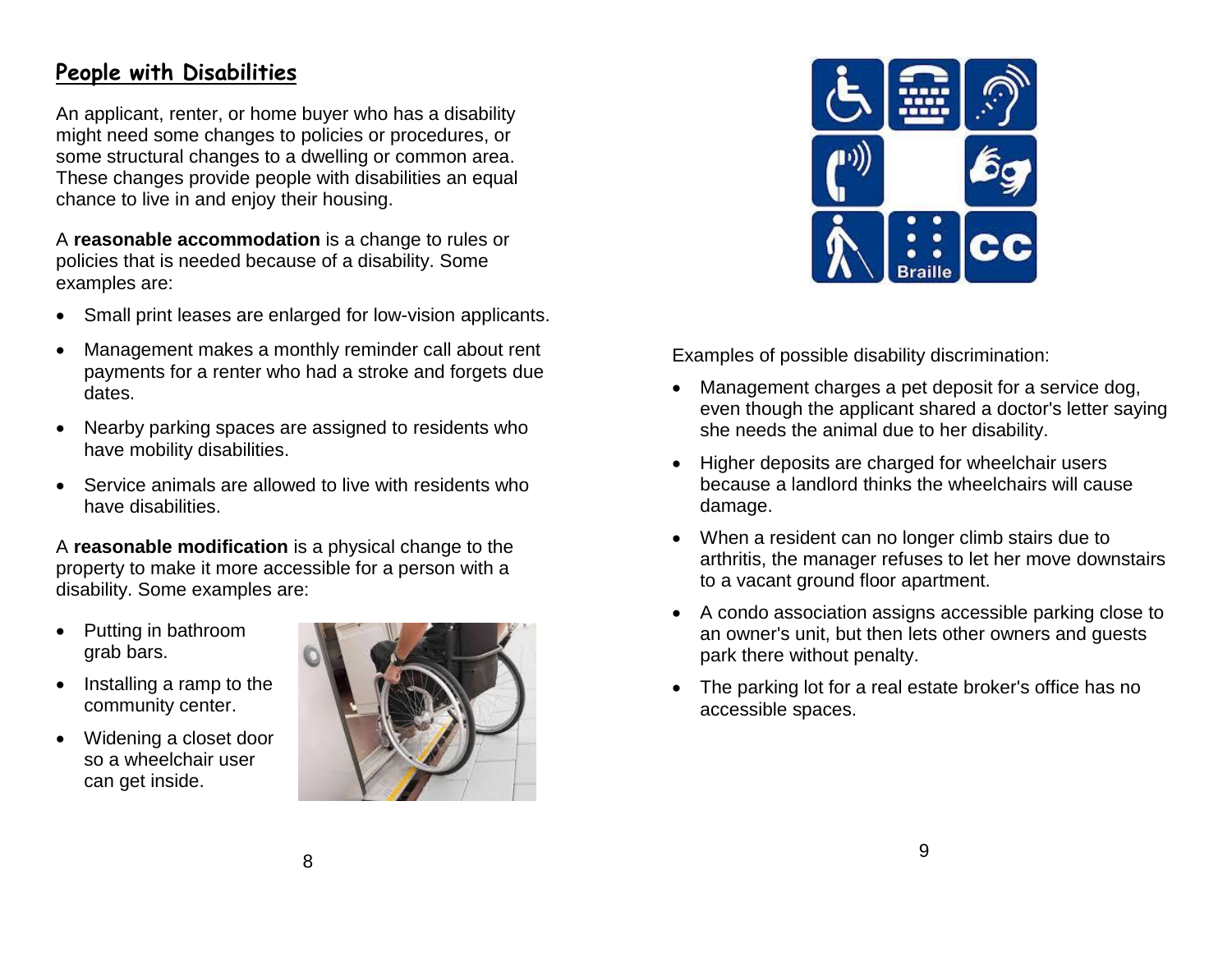## People with Disabilities

An applicant, renter, or home buyer who has a disability might need some changes to policies or procedures, or some structural changes to a dwelling or common area. These changes provide people with disabilities an equal chance to live in and enjoy their housing.

A **reasonable accommodation** is a change to rules or policies that is needed because of a disability. Some examples are:

- Small print leases are enlarged for low-vision applicants.
- Management makes a monthly reminder call about rent payments for a renter who had a stroke and forgets due dates.
- Nearby parking spaces are assigned to residents who have mobility disabilities.
- Service animals are allowed to live with residents who have disabilities.

A **reasonable modification** is a physical change to the property to make it more accessible for a person with a disability. Some examples are:

- Putting in bathroom grab bars.
- Installing a ramp to the community center.
- Widening a closet door so a wheelchair user can get inside.

Examples of possible disability discrimination:

- Management charges a pet deposit for a service dog, even though the applicant shared a doctor's letter saying she needs the animal due to her disability.
- Higher deposits are charged for wheelchair users because a landlord thinks the wheelchairs will cause damage.
- When a resident can no longer climb stairs due to arthritis, the manager refuses to let her move downstairs to a vacant ground floor apartment.
- A condo association assigns accessible parking close to an owner's unit, but then lets other owners and guests park there without penalty.
- The parking lot for a real estate broker's office has no accessible spaces.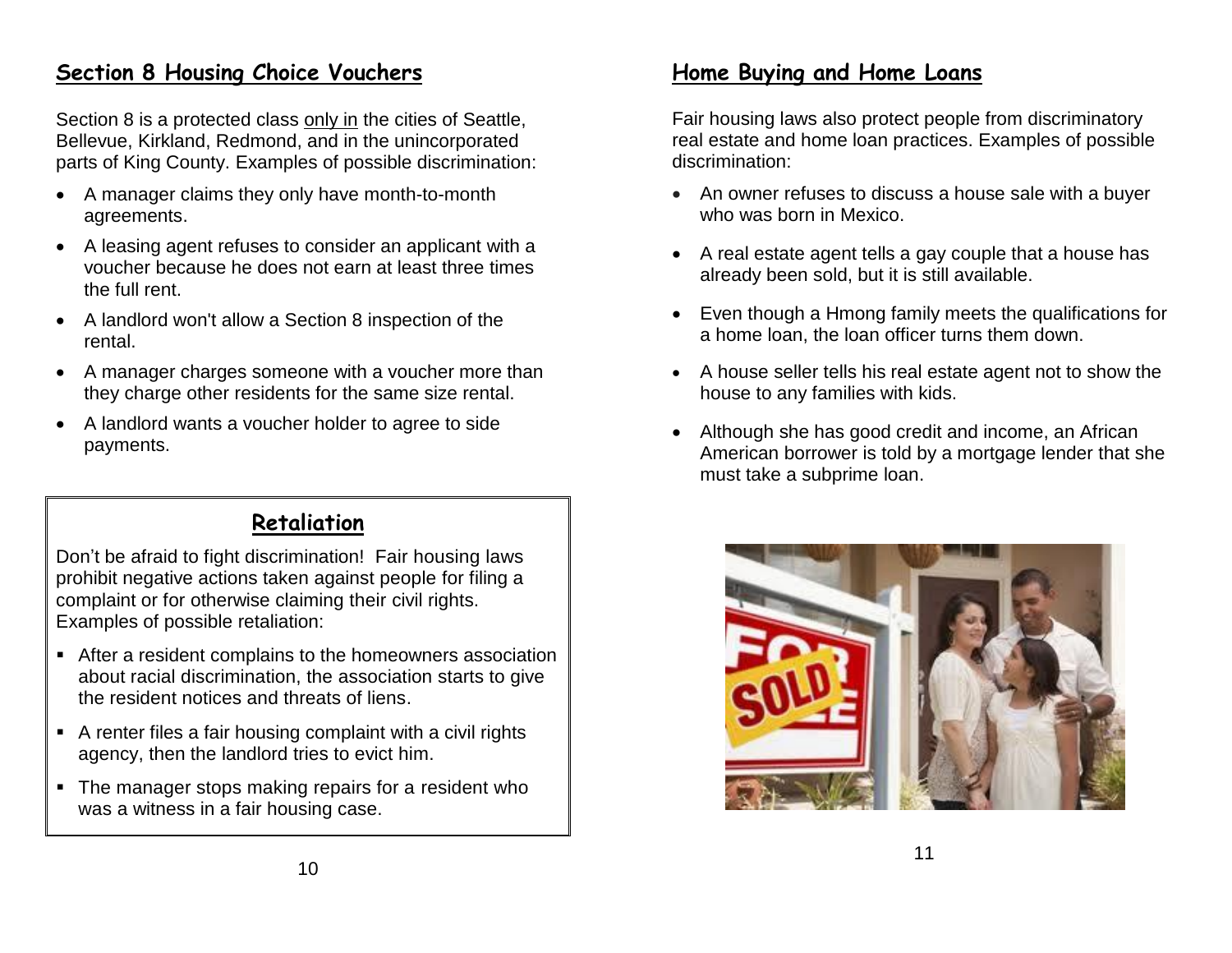## Section 8 Housing Choice Vouchers

Section 8 is a protected class only in the cities of Seattle, Bellevue, Kirkland, Redmond, and in the unincorporated parts of King County. Examples of possible discrimination:

- A manager claims they only have month-to-month agreements.
- A leasing agent refuses to consider an applicant with a voucher because he does not earn at least three times the full rent.
- A landlord won't allow a Section 8 inspection of the rental.
- A manager charges someone with a voucher more than they charge other residents for the same size rental.
- A landlord wants a voucher holder to agree to side payments.

## Retaliation

Don't be afraid to fight discrimination! Fair housing laws prohibit negative actions taken against people for filing a complaint or for otherwise claiming their civil rights. Examples of possible retaliation:

- After a resident complains to the homeowners association about racial discrimination, the association starts to give the resident notices and threats of liens.
- A renter files a fair housing complaint with a civil rights agency, then the landlord tries to evict him.
- The manager stops making repairs for a resident who was a witness in a fair housing case.

## Home Buying and Home Loans

Fair housing laws also protect people from discriminatory real estate and home loan practices. Examples of possible discrimination:

- An owner refuses to discuss a house sale with a buyer who was born in Mexico.
- A real estate agent tells a gay couple that a house has already been sold, but it is still available.
- Even though a Hmong family meets the qualifications for a home loan, the loan officer turns them down.
- A house seller tells his real estate agent not to show the house to any families with kids.
- Although she has good credit and income, an African American borrower is told by a mortgage lender that she must take a subprime loan.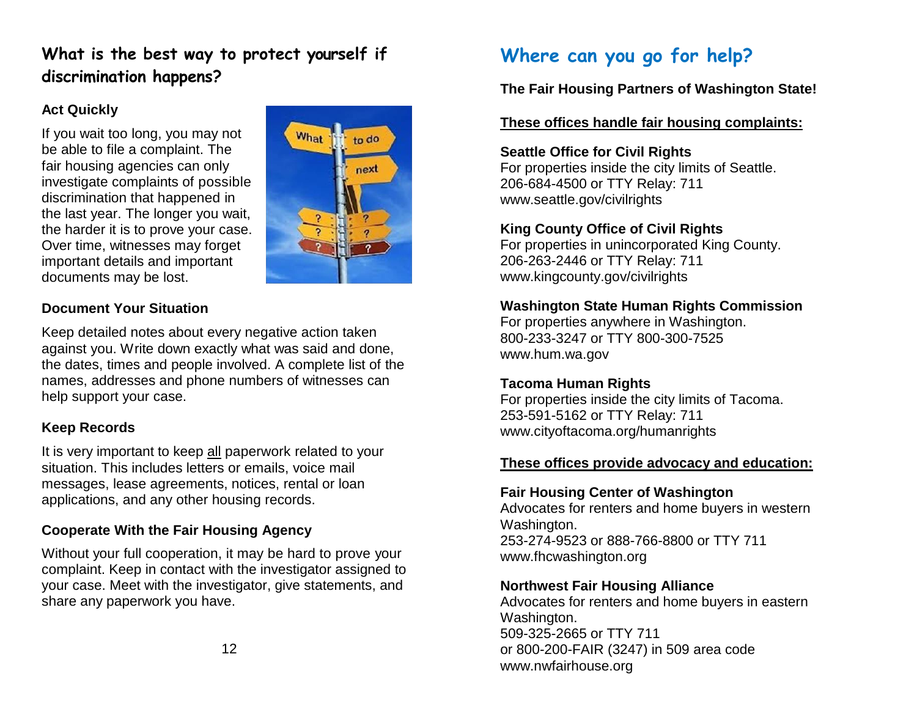## What is the best way to protect yourself if discrimination happens?

### Act Quickly

If you wait too long, you may not be able to file a complaint. The fair housing agencies can only investigate complaints of possible discrimination that happened in the last year. The longer you wait, the harder it is to prove your case. Over time, witnesses may forget important details and important documents may be lost.

### Document Your Situation

Keep detailed notes about every negative action taken against you. Write down exactly what was said and done, the dates, times and people involved. A complete list of the names, addresses and phone numbers of witnesses can help support your case.

### Keep Records

It is very important to keep <u>all</u> paperwork related to your situation. This includes letters or emails, voice mail messages, lease agreements, notices, rental or loan applications, and any other housing records.

### Cooperate With the Fair Housing Agency

Without your full cooperation, it may be hard to prove your complaint. Keep in contact with the investigator assigned to your case. Meet with the investigator, give statements, and share any paperwork you have.

## Where can you go for help?

**The Fair Housing Partners of Washington State!**

**<u>These offices handle fair housing complaints:</u>**

**Seattle Office for Civil Rights**
For properties inside the city limits of Seattle.
206-684-4500 or TTY Relay: 711
www.seattle.gov/civilrights

**King County Office of Civil Rights**
For properties in unincorporated King County.
206-263-2446 or TTY Relay: 711
www.kingcounty.gov/civilrights

**Washington State Human Rights Commission**
For properties anywhere in Washington.
800-233-3247 or TTY 800-300-7525
www.hum.wa.gov

**Tacoma Human Rights**
For properties inside the city limits of Tacoma.
253-591-5162 or TTY Relay: 711
www.cityoftacoma.org/humanrights

**<u>These offices provide advocacy and education:</u>**

**Fair Housing Center of Washington**
Advocates for renters and home buyers in western Washington.
253-274-9523 or 888-766-8800 or TTY 711
www.fhcwashington.org

**Northwest Fair Housing Alliance**
Advocates for renters and home buyers in eastern Washington.
509-325-2665 or TTY 711
or 800-200-FAIR (3247) in 509 area code
www.nwfairhouse.org